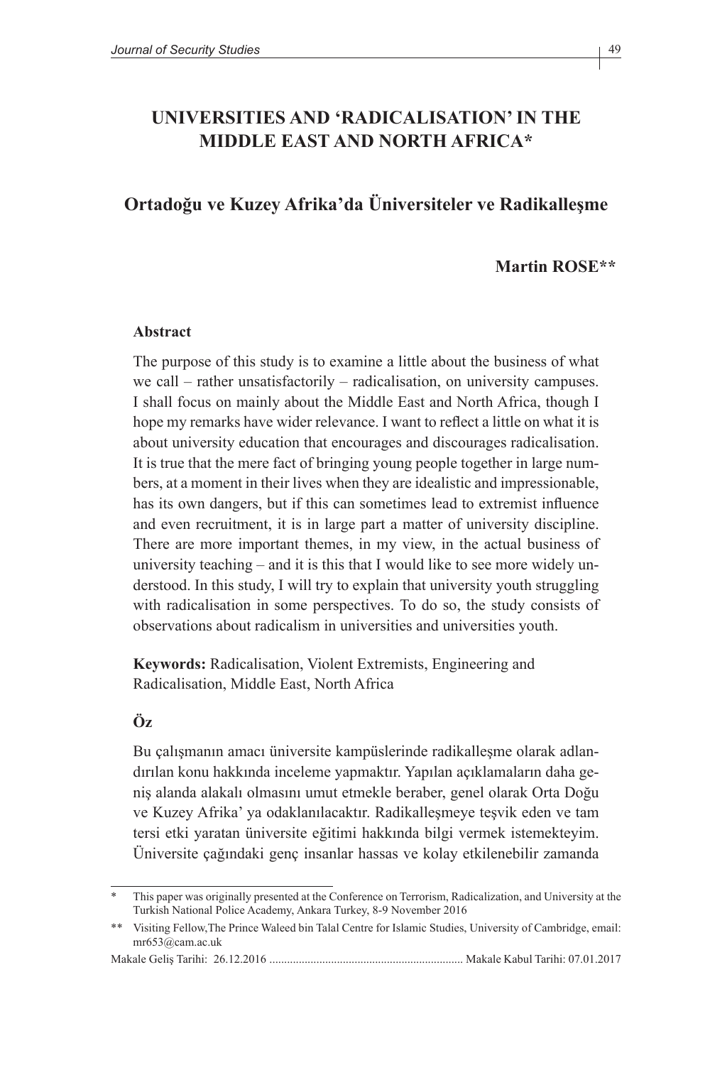# UNIVERSITIES AND 'RADICALISATION' IN THE MIDDLE EAST AND NORTH AFRICA*

## Ortadoğu ve Kuzey Afrika'da Üniversiteler ve Radikalleşme

**Martin ROSE****

### Abstract

The purpose of this study is to examine a little about the business of what we call – rather unsatisfactorily – radicalisation, on university campuses. I shall focus on mainly about the Middle East and North Africa, though I hope my remarks have wider relevance. I want to reflect a little on what it is about university education that encourages and discourages radicalisation. It is true that the mere fact of bringing young people together in large numbers, at a moment in their lives when they are idealistic and impressionable, has its own dangers, but if this can sometimes lead to extremist influence and even recruitment, it is in large part a matter of university discipline. There are more important themes, in my view, in the actual business of university teaching – and it is this that I would like to see more widely understood. In this study, I will try to explain that university youth struggling with radicalisation in some perspectives. To do so, the study consists of observations about radicalism in universities and universities youth.

**Keywords:** Radicalisation, Violent Extremists, Engineering and Radicalisation, Middle East, North Africa

### Öz

Bu çalışmanın amacı üniversite kampüslerinde radikalleşme olarak adlandırılan konu hakkında inceleme yapmaktır. Yapılan açıklamaların daha geniş alanda alakalı olmasını umut etmekle beraber, genel olarak Orta Doğu ve Kuzey Afrika' ya odaklanılacaktır. Radikalleşmeye teşvik eden ve tam tersi etki yaratan üniversite eğitimi hakkında bilgi vermek istemekteyim. Üniversite çağındaki genç insanlar hassas ve kolay etkilenebilir zamanda

---

\* This paper was originally presented at the Conference on Terrorism, Radicalization, and University at the Turkish National Police Academy, Ankara Turkey, 8-9 November 2016

\*\* Visiting Fellow,The Prince Waleed bin Talal Centre for Islamic Studies, University of Cambridge, email: mr653@cam.ac.uk

Makale Geliş Tarihi: 26.12.2016 ................................................................. Makale Kabul Tarihi: 07.01.2017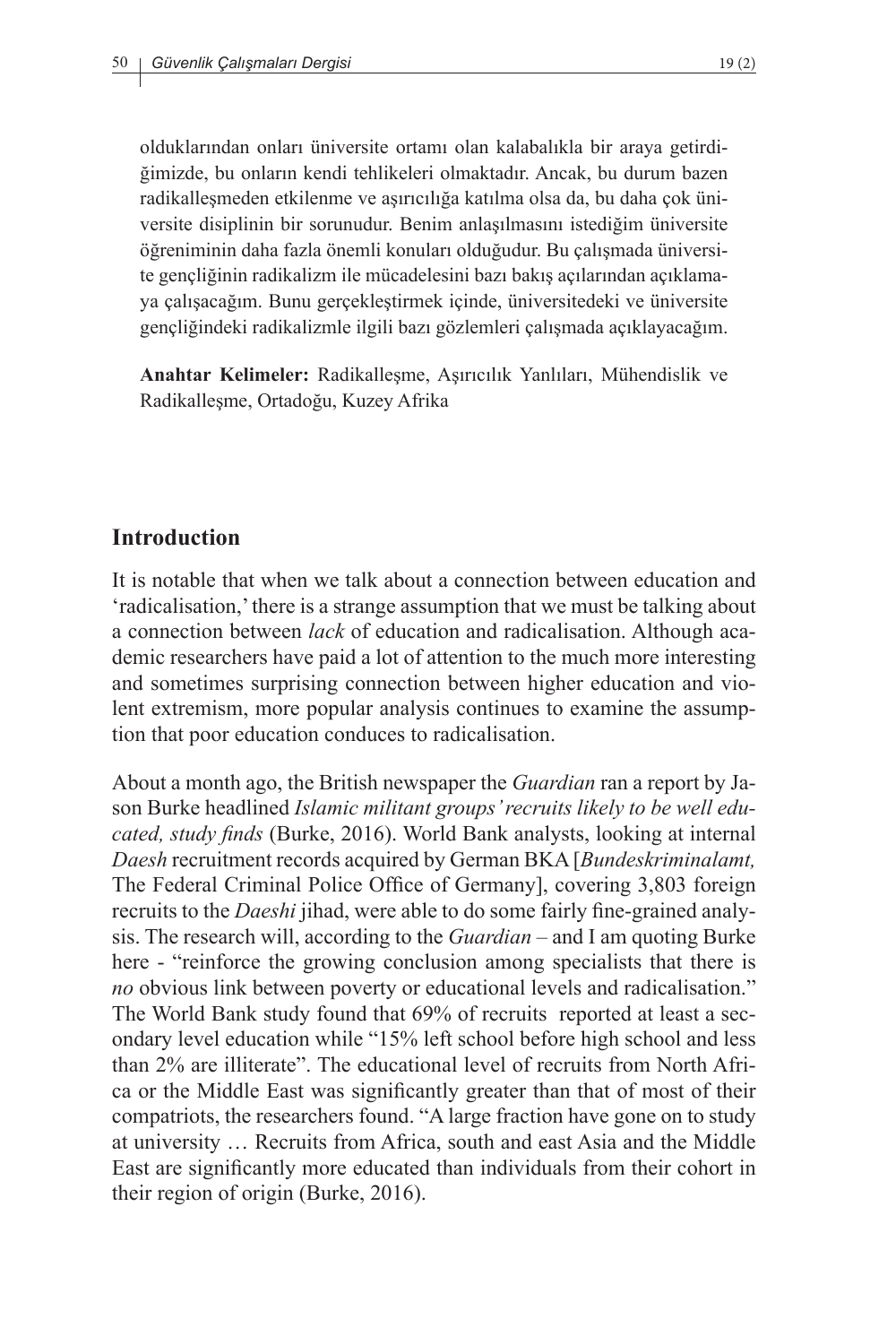olduklarından onları üniversite ortamı olan kalabalıkla bir araya getirdiğimizde, bu onların kendi tehlikeleri olmaktadır. Ancak, bu durum bazen radikalleşmeden etkilenme ve aşırıcılığa katılma olsa da, bu daha çok üniversite disiplinin bir sorunudur. Benim anlaşılmasını istediğim üniversite öğreniminin daha fazla önemli konuları olduğudur. Bu çalışmada üniversite gençliğinin radikalizm ile mücadelesini bazı bakış açılarından açıklamaya çalışacağım. Bunu gerçekleştirmek içinde, üniversitedeki ve üniversite gençliğindeki radikalizmle ilgili bazı gözlemleri çalışmada açıklayacağım.

**Anahtar Kelimeler:** Radikalleşme, Aşırıcılık Yanlıları, Mühendislik ve Radikalleşme, Ortadoğu, Kuzey Afrika

## Introduction

It is notable that when we talk about a connection between education and 'radicalisation,' there is a strange assumption that we must be talking about a connection between *lack* of education and radicalisation. Although academic researchers have paid a lot of attention to the much more interesting and sometimes surprising connection between higher education and violent extremism, more popular analysis continues to examine the assumption that poor education conduces to radicalisation.

About a month ago, the British newspaper the *Guardian* ran a report by Jason Burke headlined *Islamic militant groups' recruits likely to be well educated, study finds* (Burke, 2016). World Bank analysts, looking at internal *Daesh* recruitment records acquired by German BKA [*Bundeskriminalamt,* The Federal Criminal Police Office of Germany], covering 3,803 foreign recruits to the *Daeshi* jihad, were able to do some fairly fine-grained analysis. The research will, according to the *Guardian* – and I am quoting Burke here - "reinforce the growing conclusion among specialists that there is *no* obvious link between poverty or educational levels and radicalisation." The World Bank study found that 69% of recruits reported at least a secondary level education while "15% left school before high school and less than 2% are illiterate". The educational level of recruits from North Africa or the Middle East was significantly greater than that of most of their compatriots, the researchers found. "A large fraction have gone on to study at university … Recruits from Africa, south and east Asia and the Middle East are significantly more educated than individuals from their cohort in their region of origin (Burke, 2016).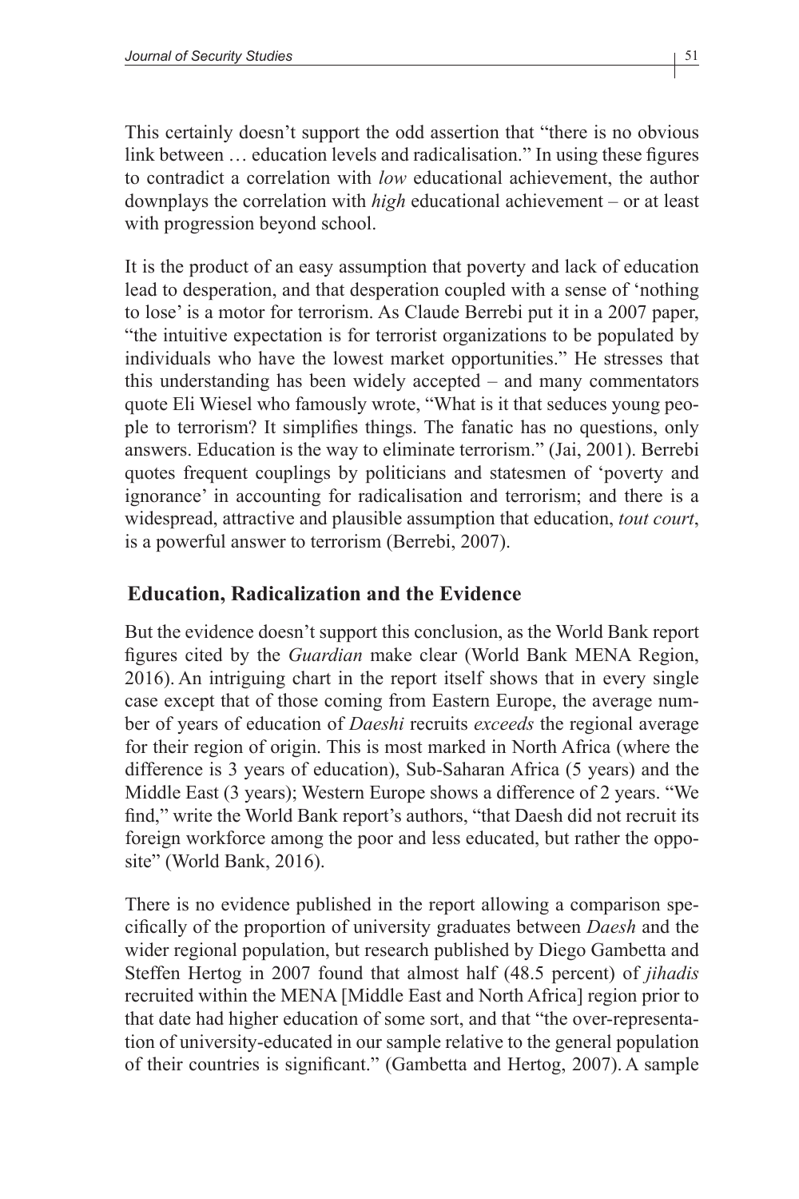This certainly doesn't support the odd assertion that "there is no obvious link between … education levels and radicalisation." In using these figures to contradict a correlation with *low* educational achievement, the author downplays the correlation with *high* educational achievement – or at least with progression beyond school.

It is the product of an easy assumption that poverty and lack of education lead to desperation, and that desperation coupled with a sense of 'nothing to lose' is a motor for terrorism. As Claude Berrebi put it in a 2007 paper, "the intuitive expectation is for terrorist organizations to be populated by individuals who have the lowest market opportunities." He stresses that this understanding has been widely accepted – and many commentators quote Eli Wiesel who famously wrote, "What is it that seduces young people to terrorism? It simplifies things. The fanatic has no questions, only answers. Education is the way to eliminate terrorism." (Jai, 2001). Berrebi quotes frequent couplings by politicians and statesmen of 'poverty and ignorance' in accounting for radicalisation and terrorism; and there is a widespread, attractive and plausible assumption that education, *tout court*, is a powerful answer to terrorism (Berrebi, 2007).

## Education, Radicalization and the Evidence

But the evidence doesn't support this conclusion, as the World Bank report figures cited by the *Guardian* make clear (World Bank MENA Region, 2016). An intriguing chart in the report itself shows that in every single case except that of those coming from Eastern Europe, the average number of years of education of *Daeshi* recruits *exceeds* the regional average for their region of origin. This is most marked in North Africa (where the difference is 3 years of education), Sub-Saharan Africa (5 years) and the Middle East (3 years); Western Europe shows a difference of 2 years. "We find," write the World Bank report's authors, "that Daesh did not recruit its foreign workforce among the poor and less educated, but rather the opposite" (World Bank, 2016).

There is no evidence published in the report allowing a comparison specifically of the proportion of university graduates between *Daesh* and the wider regional population, but research published by Diego Gambetta and Steffen Hertog in 2007 found that almost half (48.5 percent) of *jihadis* recruited within the MENA [Middle East and North Africa] region prior to that date had higher education of some sort, and that "the over-representation of university-educated in our sample relative to the general population of their countries is significant." (Gambetta and Hertog, 2007). A sample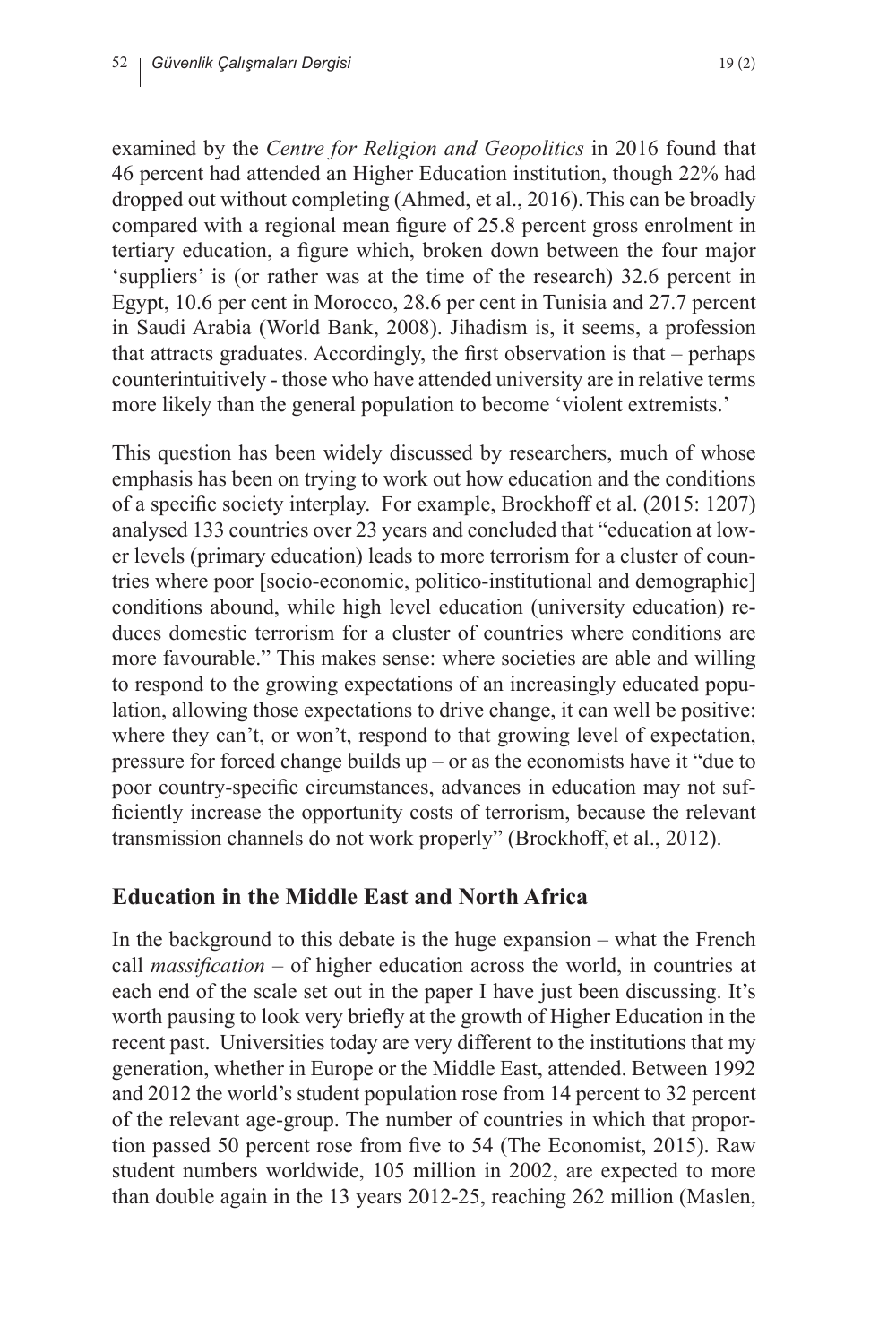examined by the *Centre for Religion and Geopolitics* in 2016 found that 46 percent had attended an Higher Education institution, though 22% had dropped out without completing (Ahmed, et al., 2016). This can be broadly compared with a regional mean figure of 25.8 percent gross enrolment in tertiary education, a figure which, broken down between the four major 'suppliers' is (or rather was at the time of the research) 32.6 percent in Egypt, 10.6 per cent in Morocco, 28.6 per cent in Tunisia and 27.7 percent in Saudi Arabia (World Bank, 2008). Jihadism is, it seems, a profession that attracts graduates. Accordingly, the first observation is that – perhaps counterintuitively - those who have attended university are in relative terms more likely than the general population to become 'violent extremists.'

This question has been widely discussed by researchers, much of whose emphasis has been on trying to work out how education and the conditions of a specific society interplay. For example, Brockhoff et al. (2015: 1207) analysed 133 countries over 23 years and concluded that "education at lower levels (primary education) leads to more terrorism for a cluster of countries where poor [socio-economic, politico-institutional and demographic] conditions abound, while high level education (university education) reduces domestic terrorism for a cluster of countries where conditions are more favourable." This makes sense: where societies are able and willing to respond to the growing expectations of an increasingly educated population, allowing those expectations to drive change, it can well be positive: where they can't, or won't, respond to that growing level of expectation, pressure for forced change builds up – or as the economists have it "due to poor country-specific circumstances, advances in education may not sufficiently increase the opportunity costs of terrorism, because the relevant transmission channels do not work properly" (Brockhoff, et al., 2012).

## Education in the Middle East and North Africa

In the background to this debate is the huge expansion – what the French call *massification* – of higher education across the world, in countries at each end of the scale set out in the paper I have just been discussing. It's worth pausing to look very briefly at the growth of Higher Education in the recent past. Universities today are very different to the institutions that my generation, whether in Europe or the Middle East, attended. Between 1992 and 2012 the world's student population rose from 14 percent to 32 percent of the relevant age-group. The number of countries in which that proportion passed 50 percent rose from five to 54 (The Economist, 2015). Raw student numbers worldwide, 105 million in 2002, are expected to more than double again in the 13 years 2012-25, reaching 262 million (Maslen,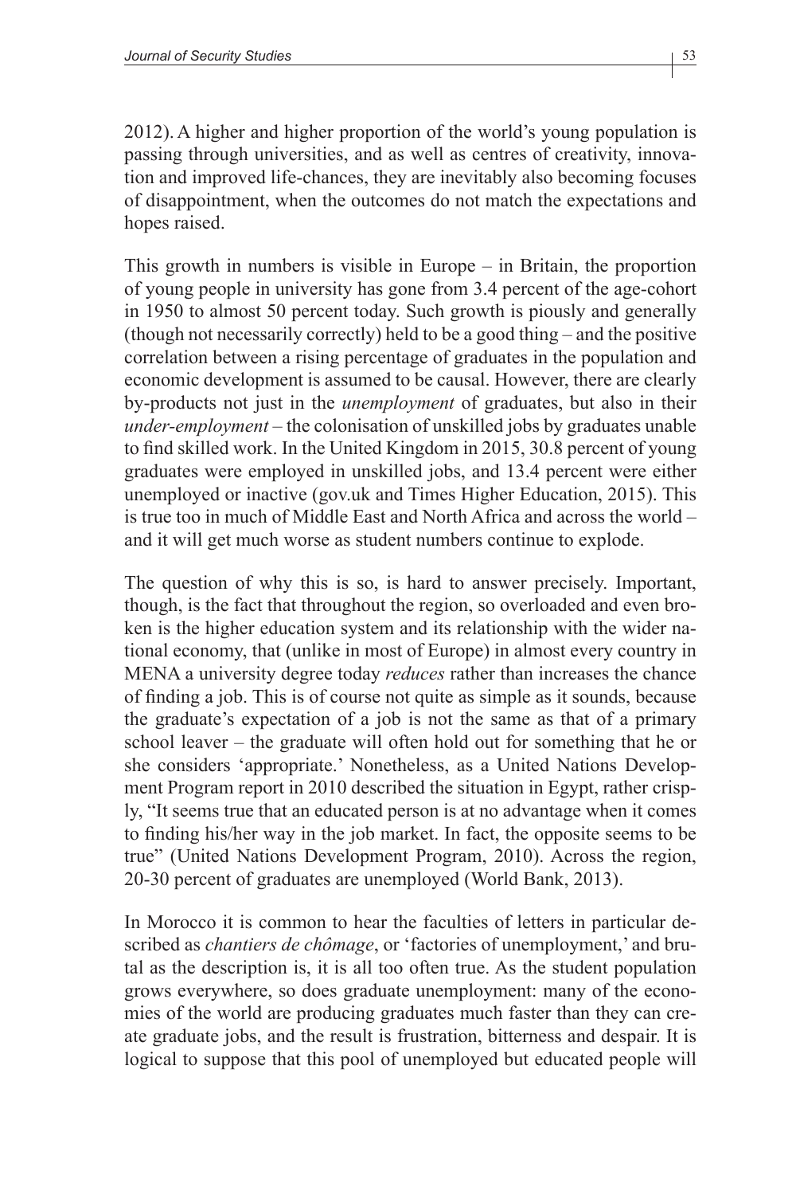2012). A higher and higher proportion of the world's young population is passing through universities, and as well as centres of creativity, innovation and improved life-chances, they are inevitably also becoming focuses of disappointment, when the outcomes do not match the expectations and hopes raised.

This growth in numbers is visible in Europe – in Britain, the proportion of young people in university has gone from 3.4 percent of the age-cohort in 1950 to almost 50 percent today. Such growth is piously and generally (though not necessarily correctly) held to be a good thing – and the positive correlation between a rising percentage of graduates in the population and economic development is assumed to be causal. However, there are clearly by-products not just in the *unemployment* of graduates, but also in their *under-employment* – the colonisation of unskilled jobs by graduates unable to find skilled work. In the United Kingdom in 2015, 30.8 percent of young graduates were employed in unskilled jobs, and 13.4 percent were either unemployed or inactive (gov.uk and Times Higher Education, 2015). This is true too in much of Middle East and North Africa and across the world – and it will get much worse as student numbers continue to explode.

The question of why this is so, is hard to answer precisely. Important, though, is the fact that throughout the region, so overloaded and even broken is the higher education system and its relationship with the wider national economy, that (unlike in most of Europe) in almost every country in MENA a university degree today *reduces* rather than increases the chance of finding a job. This is of course not quite as simple as it sounds, because the graduate's expectation of a job is not the same as that of a primary school leaver – the graduate will often hold out for something that he or she considers 'appropriate.' Nonetheless, as a United Nations Development Program report in 2010 described the situation in Egypt, rather crisply, "It seems true that an educated person is at no advantage when it comes to finding his/her way in the job market. In fact, the opposite seems to be true" (United Nations Development Program, 2010). Across the region, 20-30 percent of graduates are unemployed (World Bank, 2013).

In Morocco it is common to hear the faculties of letters in particular described as *chantiers de chômage*, or 'factories of unemployment,' and brutal as the description is, it is all too often true. As the student population grows everywhere, so does graduate unemployment: many of the economies of the world are producing graduates much faster than they can create graduate jobs, and the result is frustration, bitterness and despair. It is logical to suppose that this pool of unemployed but educated people will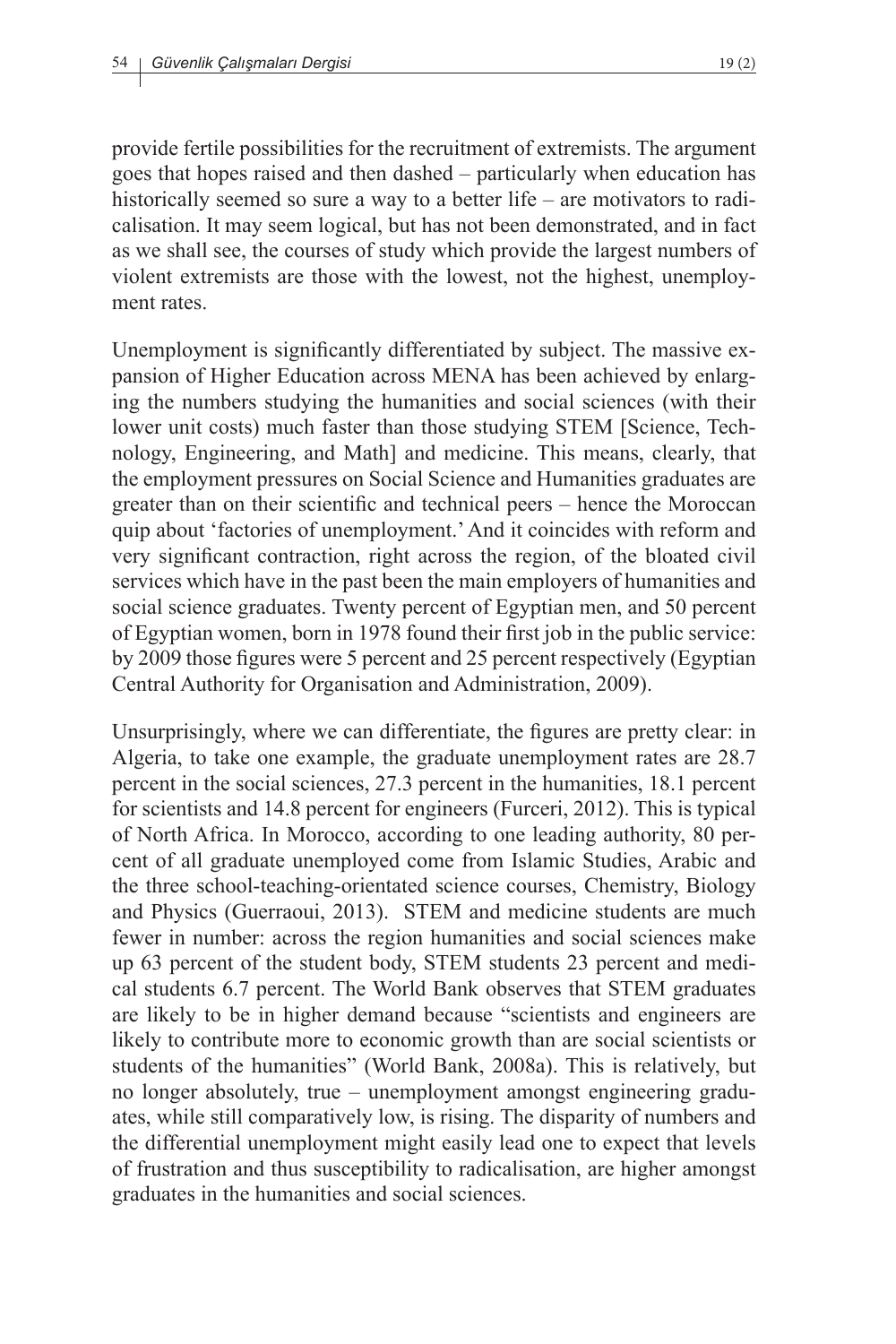provide fertile possibilities for the recruitment of extremists. The argument goes that hopes raised and then dashed – particularly when education has historically seemed so sure a way to a better life – are motivators to radicalisation. It may seem logical, but has not been demonstrated, and in fact as we shall see, the courses of study which provide the largest numbers of violent extremists are those with the lowest, not the highest, unemployment rates.

Unemployment is significantly differentiated by subject. The massive expansion of Higher Education across MENA has been achieved by enlarging the numbers studying the humanities and social sciences (with their lower unit costs) much faster than those studying STEM [Science, Technology, Engineering, and Math] and medicine. This means, clearly, that the employment pressures on Social Science and Humanities graduates are greater than on their scientific and technical peers – hence the Moroccan quip about 'factories of unemployment.' And it coincides with reform and very significant contraction, right across the region, of the bloated civil services which have in the past been the main employers of humanities and social science graduates. Twenty percent of Egyptian men, and 50 percent of Egyptian women, born in 1978 found their first job in the public service: by 2009 those figures were 5 percent and 25 percent respectively (Egyptian Central Authority for Organisation and Administration, 2009).

Unsurprisingly, where we can differentiate, the figures are pretty clear: in Algeria, to take one example, the graduate unemployment rates are 28.7 percent in the social sciences, 27.3 percent in the humanities, 18.1 percent for scientists and 14.8 percent for engineers (Furceri, 2012). This is typical of North Africa. In Morocco, according to one leading authority, 80 percent of all graduate unemployed come from Islamic Studies, Arabic and the three school-teaching-orientated science courses, Chemistry, Biology and Physics (Guerraoui, 2013). STEM and medicine students are much fewer in number: across the region humanities and social sciences make up 63 percent of the student body, STEM students 23 percent and medical students 6.7 percent. The World Bank observes that STEM graduates are likely to be in higher demand because "scientists and engineers are likely to contribute more to economic growth than are social scientists or students of the humanities" (World Bank, 2008a). This is relatively, but no longer absolutely, true – unemployment amongst engineering graduates, while still comparatively low, is rising. The disparity of numbers and the differential unemployment might easily lead one to expect that levels of frustration and thus susceptibility to radicalisation, are higher amongst graduates in the humanities and social sciences.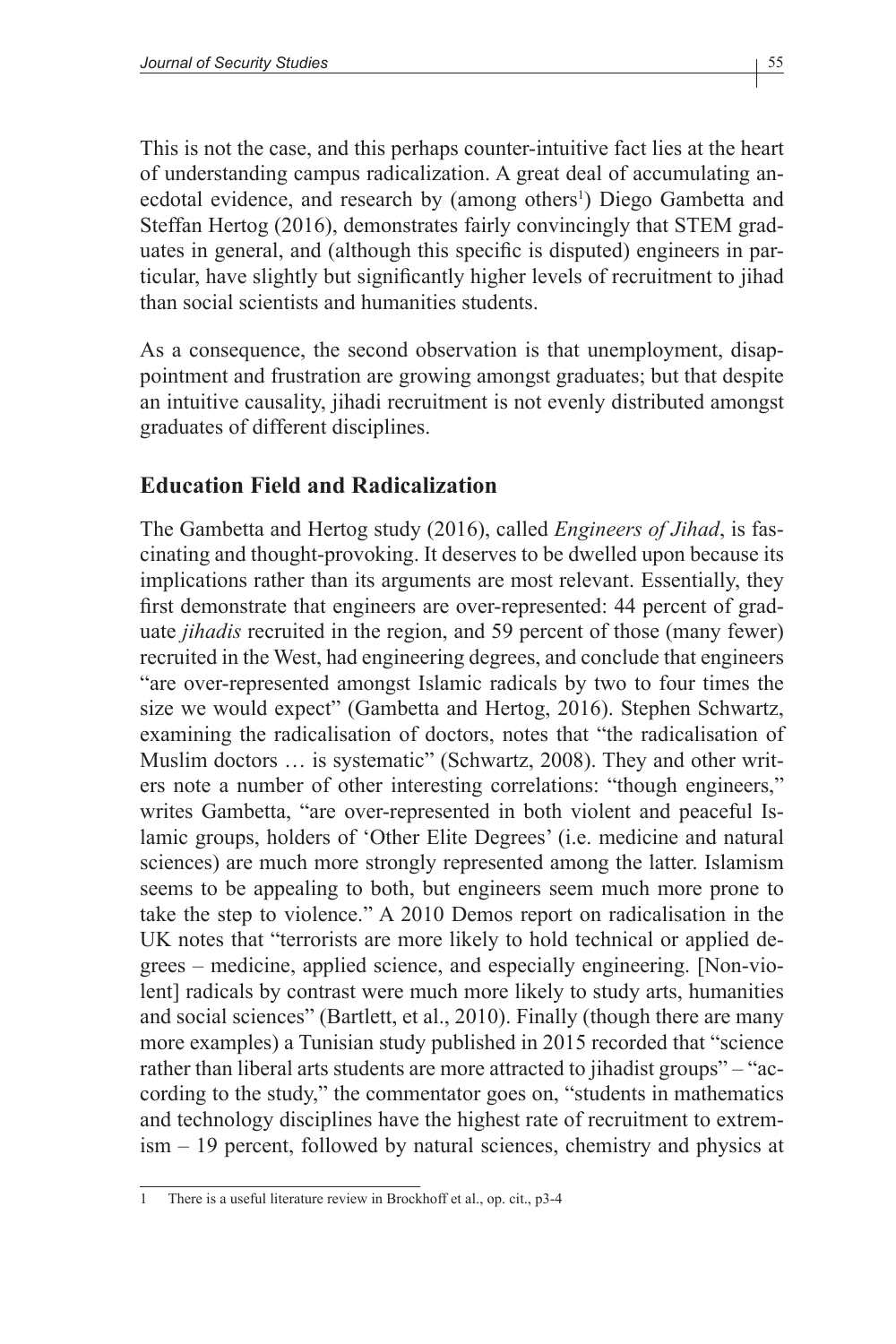This is not the case, and this perhaps counter-intuitive fact lies at the heart of understanding campus radicalization. A great deal of accumulating anecdotal evidence, and research by (among others[1]) Diego Gambetta and Steffan Hertog (2016), demonstrates fairly convincingly that STEM graduates in general, and (although this specific is disputed) engineers in particular, have slightly but significantly higher levels of recruitment to jihad than social scientists and humanities students.

As a consequence, the second observation is that unemployment, disappointment and frustration are growing amongst graduates; but that despite an intuitive causality, jihadi recruitment is not evenly distributed amongst graduates of different disciplines.

## Education Field and Radicalization

The Gambetta and Hertog study (2016), called *Engineers of Jihad*, is fascinating and thought-provoking. It deserves to be dwelled upon because its implications rather than its arguments are most relevant. Essentially, they first demonstrate that engineers are over-represented: 44 percent of graduate *jihadis* recruited in the region, and 59 percent of those (many fewer) recruited in the West, had engineering degrees, and conclude that engineers "are over-represented amongst Islamic radicals by two to four times the size we would expect" (Gambetta and Hertog, 2016). Stephen Schwartz, examining the radicalisation of doctors, notes that "the radicalisation of Muslim doctors … is systematic" (Schwartz, 2008). They and other writers note a number of other interesting correlations: "though engineers," writes Gambetta, "are over-represented in both violent and peaceful Islamic groups, holders of 'Other Elite Degrees' (i.e. medicine and natural sciences) are much more strongly represented among the latter. Islamism seems to be appealing to both, but engineers seem much more prone to take the step to violence." A 2010 Demos report on radicalisation in the UK notes that "terrorists are more likely to hold technical or applied degrees – medicine, applied science, and especially engineering. [Non-violent] radicals by contrast were much more likely to study arts, humanities and social sciences" (Bartlett, et al., 2010). Finally (though there are many more examples) a Tunisian study published in 2015 recorded that "science rather than liberal arts students are more attracted to jihadist groups" – "according to the study," the commentator goes on, "students in mathematics and technology disciplines have the highest rate of recruitment to extremism – 19 percent, followed by natural sciences, chemistry and physics at

---

1 There is a useful literature review in Brockhoff et al., op. cit., p3-4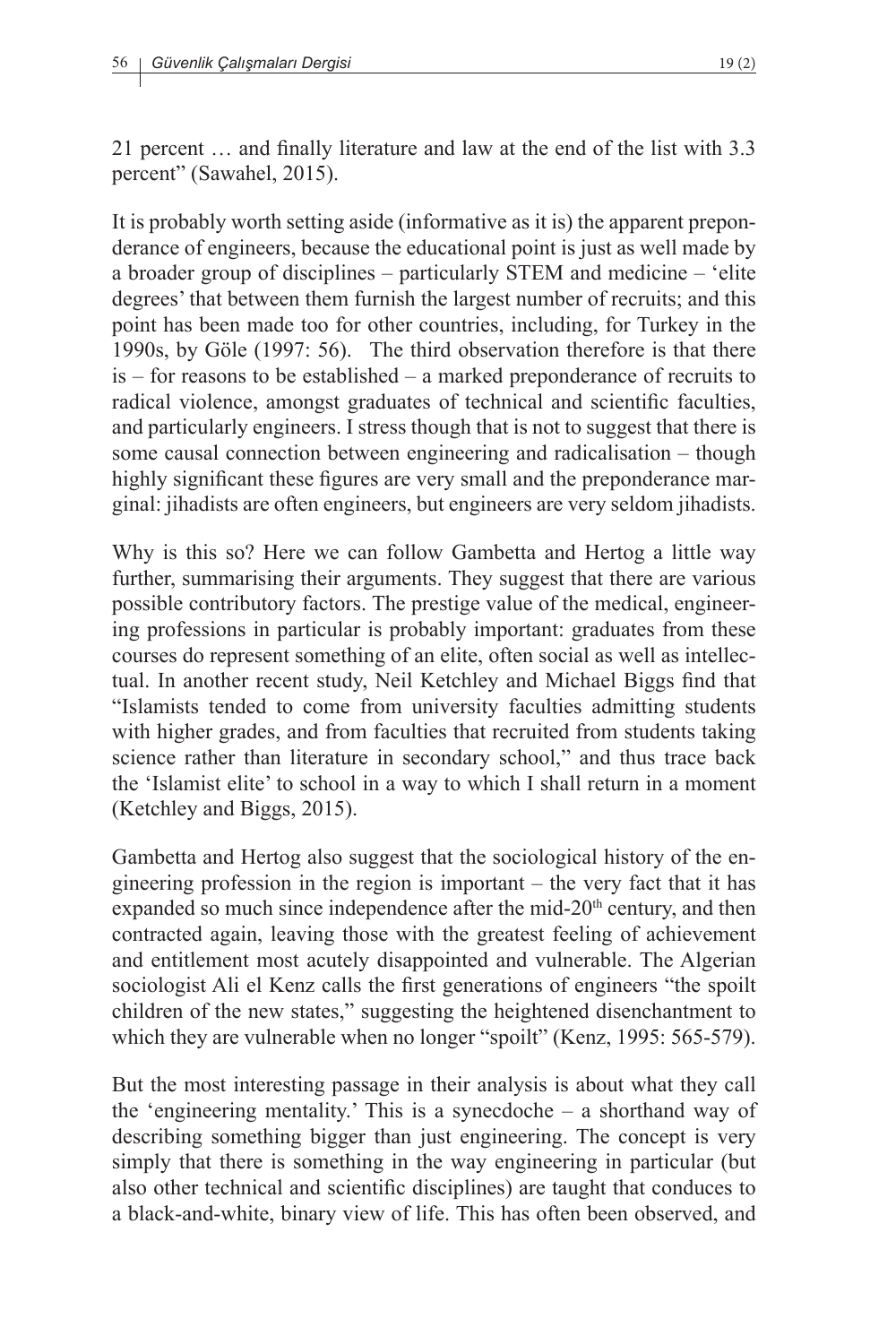21 percent … and finally literature and law at the end of the list with 3.3 percent" (Sawahel, 2015).

It is probably worth setting aside (informative as it is) the apparent preponderance of engineers, because the educational point is just as well made by a broader group of disciplines – particularly STEM and medicine – 'elite degrees' that between them furnish the largest number of recruits; and this point has been made too for other countries, including, for Turkey in the 1990s, by Göle (1997: 56). The third observation therefore is that there is – for reasons to be established – a marked preponderance of recruits to radical violence, amongst graduates of technical and scientific faculties, and particularly engineers. I stress though that is not to suggest that there is some causal connection between engineering and radicalisation – though highly significant these figures are very small and the preponderance marginal: jihadists are often engineers, but engineers are very seldom jihadists.

Why is this so? Here we can follow Gambetta and Hertog a little way further, summarising their arguments. They suggest that there are various possible contributory factors. The prestige value of the medical, engineering professions in particular is probably important: graduates from these courses do represent something of an elite, often social as well as intellectual. In another recent study, Neil Ketchley and Michael Biggs find that "Islamists tended to come from university faculties admitting students with higher grades, and from faculties that recruited from students taking science rather than literature in secondary school," and thus trace back the 'Islamist elite' to school in a way to which I shall return in a moment (Ketchley and Biggs, 2015).

Gambetta and Hertog also suggest that the sociological history of the engineering profession in the region is important – the very fact that it has expanded so much since independence after the mid-20th century, and then contracted again, leaving those with the greatest feeling of achievement and entitlement most acutely disappointed and vulnerable. The Algerian sociologist Ali el Kenz calls the first generations of engineers "the spoilt children of the new states," suggesting the heightened disenchantment to which they are vulnerable when no longer "spoilt" (Kenz, 1995: 565-579).

But the most interesting passage in their analysis is about what they call the 'engineering mentality.' This is a synecdoche – a shorthand way of describing something bigger than just engineering. The concept is very simply that there is something in the way engineering in particular (but also other technical and scientific disciplines) are taught that conduces to a black-and-white, binary view of life. This has often been observed, and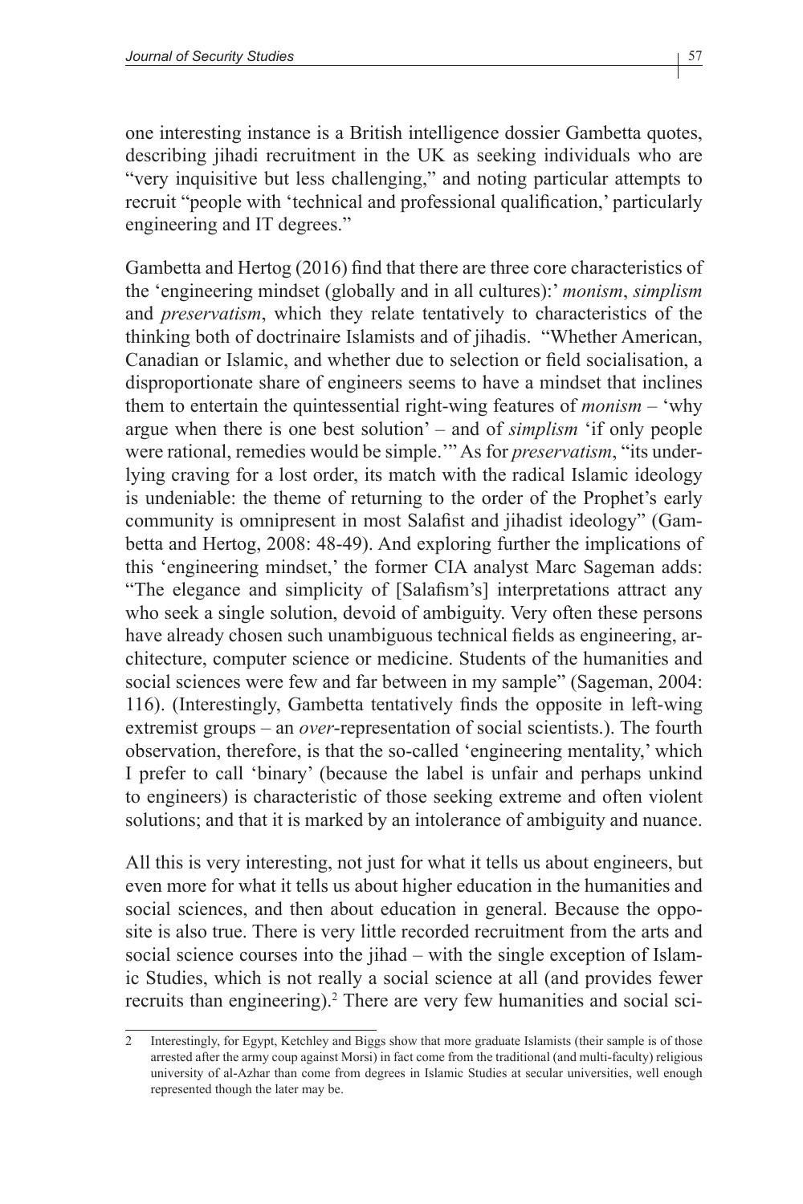one interesting instance is a British intelligence dossier Gambetta quotes, describing jihadi recruitment in the UK as seeking individuals who are "very inquisitive but less challenging," and noting particular attempts to recruit "people with 'technical and professional qualification,' particularly engineering and IT degrees."

Gambetta and Hertog (2016) find that there are three core characteristics of the 'engineering mindset (globally and in all cultures):' *monism*, *simplism* and *preservatism*, which they relate tentatively to characteristics of the thinking both of doctrinaire Islamists and of jihadis. "Whether American, Canadian or Islamic, and whether due to selection or field socialisation, a disproportionate share of engineers seems to have a mindset that inclines them to entertain the quintessential right-wing features of *monism* – 'why argue when there is one best solution' – and of *simplism* 'if only people were rational, remedies would be simple.'" As for *preservatism*, "its underlying craving for a lost order, its match with the radical Islamic ideology is undeniable: the theme of returning to the order of the Prophet's early community is omnipresent in most Salafist and jihadist ideology" (Gambetta and Hertog, 2008: 48-49). And exploring further the implications of this 'engineering mindset,' the former CIA analyst Marc Sageman adds: "The elegance and simplicity of [Salafism's] interpretations attract any who seek a single solution, devoid of ambiguity. Very often these persons have already chosen such unambiguous technical fields as engineering, architecture, computer science or medicine. Students of the humanities and social sciences were few and far between in my sample" (Sageman, 2004: 116). (Interestingly, Gambetta tentatively finds the opposite in left-wing extremist groups – an *over*-representation of social scientists.). The fourth observation, therefore, is that the so-called 'engineering mentality,' which I prefer to call 'binary' (because the label is unfair and perhaps unkind to engineers) is characteristic of those seeking extreme and often violent solutions; and that it is marked by an intolerance of ambiguity and nuance.

All this is very interesting, not just for what it tells us about engineers, but even more for what it tells us about higher education in the humanities and social sciences, and then about education in general. Because the opposite is also true. There is very little recorded recruitment from the arts and social science courses into the jihad – with the single exception of Islamic Studies, which is not really a social science at all (and provides fewer recruits than engineering).[2] There are very few humanities and social sci-

---

2 Interestingly, for Egypt, Ketchley and Biggs show that more graduate Islamists (their sample is of those arrested after the army coup against Morsi) in fact come from the traditional (and multi-faculty) religious university of al-Azhar than come from degrees in Islamic Studies at secular universities, well enough represented though the later may be.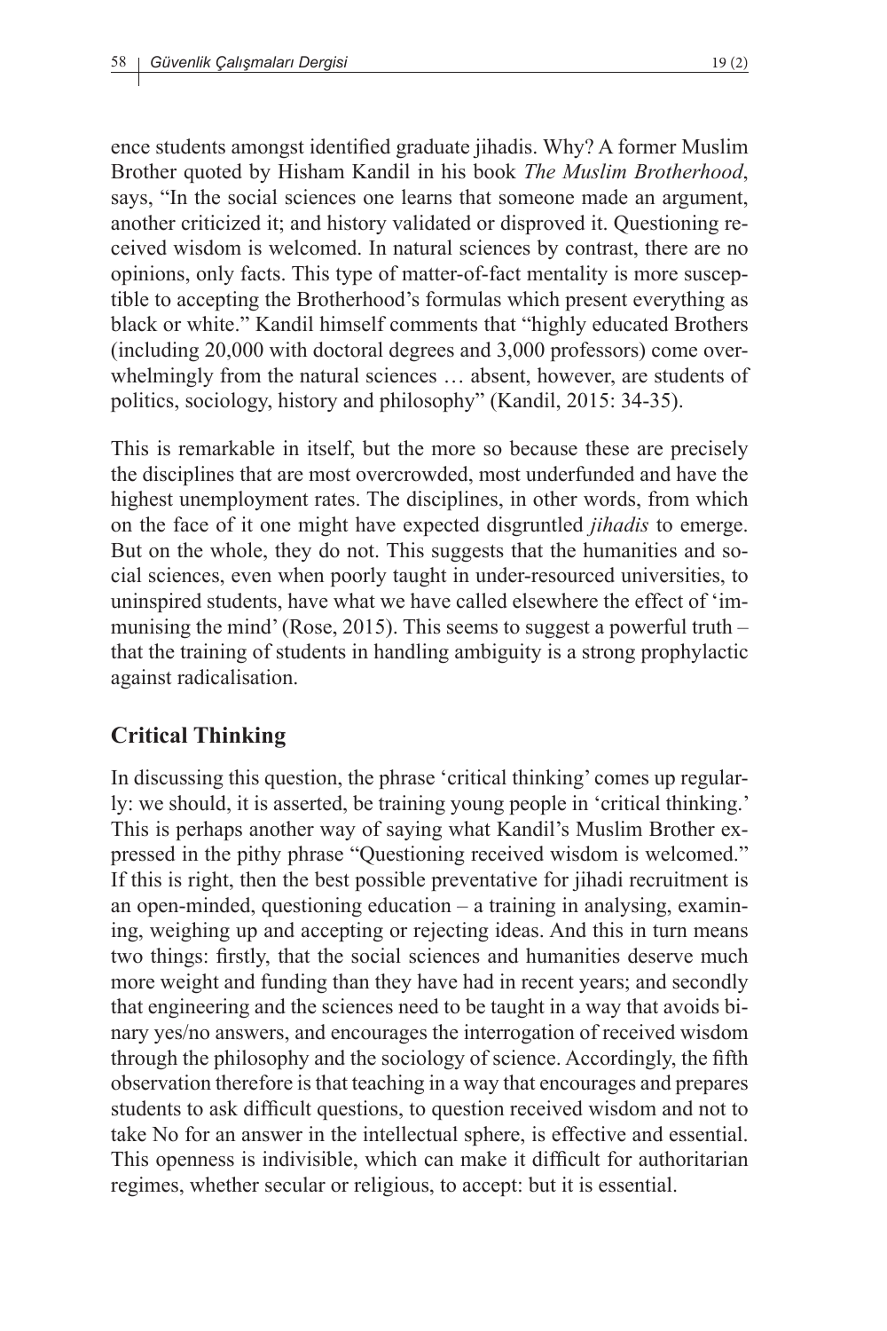ence students amongst identified graduate jihadis. Why? A former Muslim Brother quoted by Hisham Kandil in his book *The Muslim Brotherhood*, says, "In the social sciences one learns that someone made an argument, another criticized it; and history validated or disproved it. Questioning received wisdom is welcomed. In natural sciences by contrast, there are no opinions, only facts. This type of matter-of-fact mentality is more susceptible to accepting the Brotherhood's formulas which present everything as black or white." Kandil himself comments that "highly educated Brothers (including 20,000 with doctoral degrees and 3,000 professors) come overwhelmingly from the natural sciences … absent, however, are students of politics, sociology, history and philosophy" (Kandil, 2015: 34-35).

This is remarkable in itself, but the more so because these are precisely the disciplines that are most overcrowded, most underfunded and have the highest unemployment rates. The disciplines, in other words, from which on the face of it one might have expected disgruntled *jihadis* to emerge. But on the whole, they do not. This suggests that the humanities and social sciences, even when poorly taught in under-resourced universities, to uninspired students, have what we have called elsewhere the effect of 'immunising the mind' (Rose, 2015). This seems to suggest a powerful truth – that the training of students in handling ambiguity is a strong prophylactic against radicalisation.

## Critical Thinking

In discussing this question, the phrase 'critical thinking' comes up regularly: we should, it is asserted, be training young people in 'critical thinking.' This is perhaps another way of saying what Kandil's Muslim Brother expressed in the pithy phrase "Questioning received wisdom is welcomed." If this is right, then the best possible preventative for jihadi recruitment is an open-minded, questioning education – a training in analysing, examining, weighing up and accepting or rejecting ideas. And this in turn means two things: firstly, that the social sciences and humanities deserve much more weight and funding than they have had in recent years; and secondly that engineering and the sciences need to be taught in a way that avoids binary yes/no answers, and encourages the interrogation of received wisdom through the philosophy and the sociology of science. Accordingly, the fifth observation therefore is that teaching in a way that encourages and prepares students to ask difficult questions, to question received wisdom and not to take No for an answer in the intellectual sphere, is effective and essential. This openness is indivisible, which can make it difficult for authoritarian regimes, whether secular or religious, to accept: but it is essential.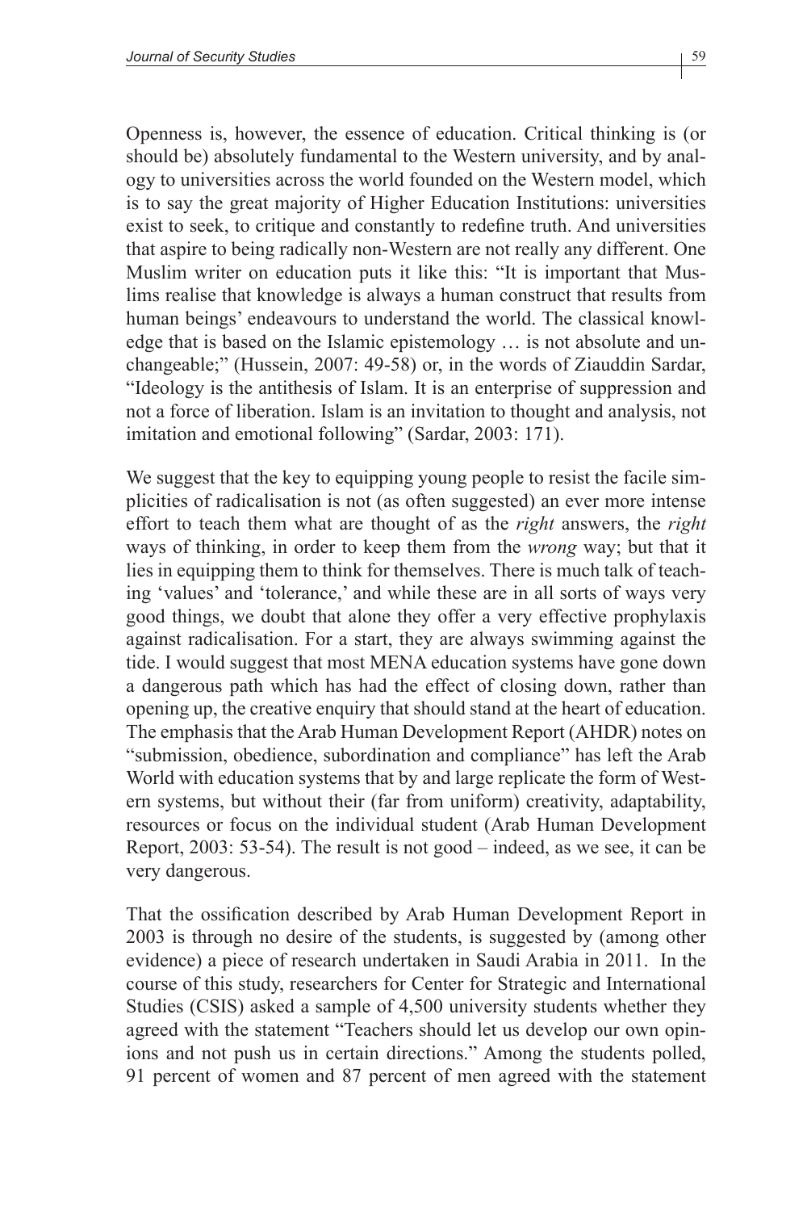Openness is, however, the essence of education. Critical thinking is (or should be) absolutely fundamental to the Western university, and by analogy to universities across the world founded on the Western model, which is to say the great majority of Higher Education Institutions: universities exist to seek, to critique and constantly to redefine truth. And universities that aspire to being radically non-Western are not really any different. One Muslim writer on education puts it like this: "It is important that Muslims realise that knowledge is always a human construct that results from human beings' endeavours to understand the world. The classical knowledge that is based on the Islamic epistemology … is not absolute and unchangeable;" (Hussein, 2007: 49-58) or, in the words of Ziauddin Sardar, "Ideology is the antithesis of Islam. It is an enterprise of suppression and not a force of liberation. Islam is an invitation to thought and analysis, not imitation and emotional following" (Sardar, 2003: 171).

We suggest that the key to equipping young people to resist the facile simplicities of radicalisation is not (as often suggested) an ever more intense effort to teach them what are thought of as the *right* answers, the *right* ways of thinking, in order to keep them from the *wrong* way; but that it lies in equipping them to think for themselves. There is much talk of teaching 'values' and 'tolerance,' and while these are in all sorts of ways very good things, we doubt that alone they offer a very effective prophylaxis against radicalisation. For a start, they are always swimming against the tide. I would suggest that most MENA education systems have gone down a dangerous path which has had the effect of closing down, rather than opening up, the creative enquiry that should stand at the heart of education. The emphasis that the Arab Human Development Report (AHDR) notes on "submission, obedience, subordination and compliance" has left the Arab World with education systems that by and large replicate the form of Western systems, but without their (far from uniform) creativity, adaptability, resources or focus on the individual student (Arab Human Development Report, 2003: 53-54). The result is not good – indeed, as we see, it can be very dangerous.

That the ossification described by Arab Human Development Report in 2003 is through no desire of the students, is suggested by (among other evidence) a piece of research undertaken in Saudi Arabia in 2011. In the course of this study, researchers for Center for Strategic and International Studies (CSIS) asked a sample of 4,500 university students whether they agreed with the statement "Teachers should let us develop our own opinions and not push us in certain directions." Among the students polled, 91 percent of women and 87 percent of men agreed with the statement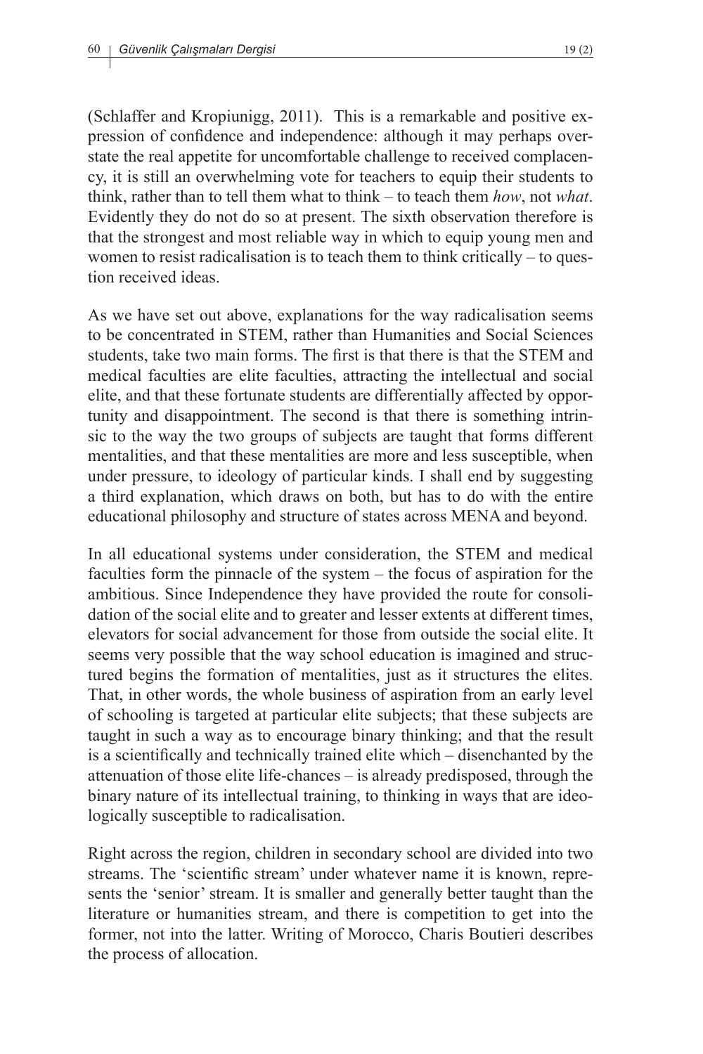(Schlaffer and Kropiunigg, 2011). This is a remarkable and positive expression of confidence and independence: although it may perhaps overstate the real appetite for uncomfortable challenge to received complacency, it is still an overwhelming vote for teachers to equip their students to think, rather than to tell them what to think – to teach them *how*, not *what*. Evidently they do not do so at present. The sixth observation therefore is that the strongest and most reliable way in which to equip young men and women to resist radicalisation is to teach them to think critically – to question received ideas.

As we have set out above, explanations for the way radicalisation seems to be concentrated in STEM, rather than Humanities and Social Sciences students, take two main forms. The first is that there is that the STEM and medical faculties are elite faculties, attracting the intellectual and social elite, and that these fortunate students are differentially affected by opportunity and disappointment. The second is that there is something intrinsic to the way the two groups of subjects are taught that forms different mentalities, and that these mentalities are more and less susceptible, when under pressure, to ideology of particular kinds. I shall end by suggesting a third explanation, which draws on both, but has to do with the entire educational philosophy and structure of states across MENA and beyond.

In all educational systems under consideration, the STEM and medical faculties form the pinnacle of the system – the focus of aspiration for the ambitious. Since Independence they have provided the route for consolidation of the social elite and to greater and lesser extents at different times, elevators for social advancement for those from outside the social elite. It seems very possible that the way school education is imagined and structured begins the formation of mentalities, just as it structures the elites. That, in other words, the whole business of aspiration from an early level of schooling is targeted at particular elite subjects; that these subjects are taught in such a way as to encourage binary thinking; and that the result is a scientifically and technically trained elite which – disenchanted by the attenuation of those elite life-chances – is already predisposed, through the binary nature of its intellectual training, to thinking in ways that are ideologically susceptible to radicalisation.

Right across the region, children in secondary school are divided into two streams. The 'scientific stream' under whatever name it is known, represents the 'senior' stream. It is smaller and generally better taught than the literature or humanities stream, and there is competition to get into the former, not into the latter. Writing of Morocco, Charis Boutieri describes the process of allocation.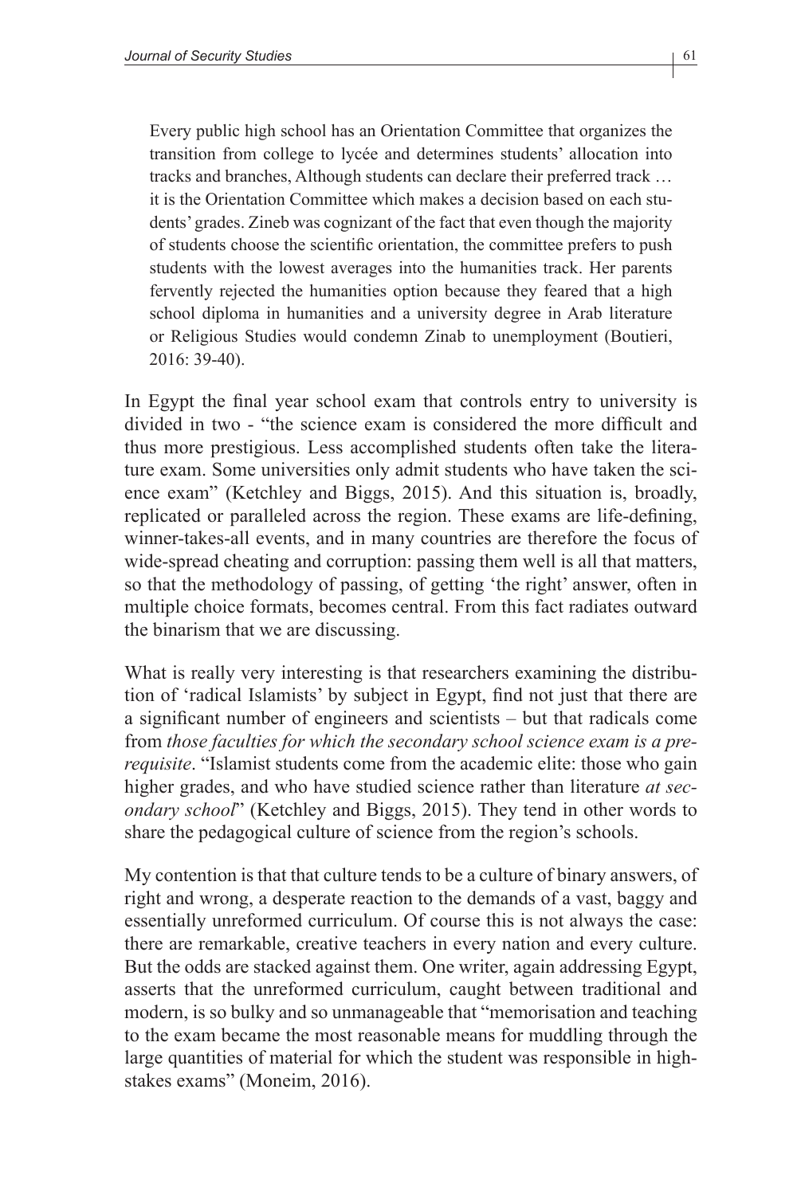> Every public high school has an Orientation Committee that organizes the transition from college to lycée and determines students' allocation into tracks and branches, Although students can declare their preferred track … it is the Orientation Committee which makes a decision based on each students' grades. Zineb was cognizant of the fact that even though the majority of students choose the scientific orientation, the committee prefers to push students with the lowest averages into the humanities track. Her parents fervently rejected the humanities option because they feared that a high school diploma in humanities and a university degree in Arab literature or Religious Studies would condemn Zinab to unemployment (Boutieri, 2016: 39-40).

In Egypt the final year school exam that controls entry to university is divided in two - "the science exam is considered the more difficult and thus more prestigious. Less accomplished students often take the literature exam. Some universities only admit students who have taken the science exam" (Ketchley and Biggs, 2015). And this situation is, broadly, replicated or paralleled across the region. These exams are life-defining, winner-takes-all events, and in many countries are therefore the focus of wide-spread cheating and corruption: passing them well is all that matters, so that the methodology of passing, of getting 'the right' answer, often in multiple choice formats, becomes central. From this fact radiates outward the binarism that we are discussing.

What is really very interesting is that researchers examining the distribution of 'radical Islamists' by subject in Egypt, find not just that there are a significant number of engineers and scientists – but that radicals come from *those faculties for which the secondary school science exam is a prerequisite*. "Islamist students come from the academic elite: those who gain higher grades, and who have studied science rather than literature *at secondary school*" (Ketchley and Biggs, 2015). They tend in other words to share the pedagogical culture of science from the region's schools.

My contention is that that culture tends to be a culture of binary answers, of right and wrong, a desperate reaction to the demands of a vast, baggy and essentially unreformed curriculum. Of course this is not always the case: there are remarkable, creative teachers in every nation and every culture. But the odds are stacked against them. One writer, again addressing Egypt, asserts that the unreformed curriculum, caught between traditional and modern, is so bulky and so unmanageable that "memorisation and teaching to the exam became the most reasonable means for muddling through the large quantities of material for which the student was responsible in high-stakes exams" (Moneim, 2016).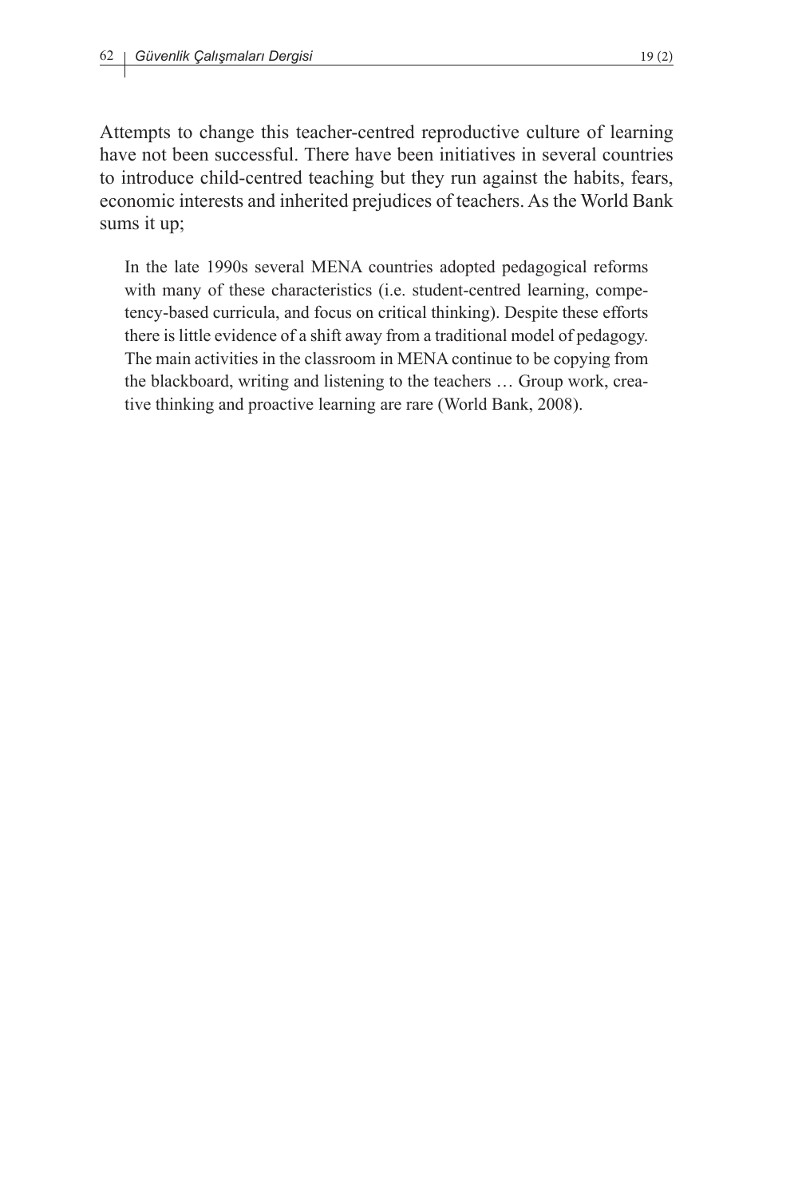Attempts to change this teacher-centred reproductive culture of learning have not been successful. There have been initiatives in several countries to introduce child-centred teaching but they run against the habits, fears, economic interests and inherited prejudices of teachers. As the World Bank sums it up;

> In the late 1990s several MENA countries adopted pedagogical reforms with many of these characteristics (i.e. student-centred learning, competency-based curricula, and focus on critical thinking). Despite these efforts there is little evidence of a shift away from a traditional model of pedagogy. The main activities in the classroom in MENA continue to be copying from the blackboard, writing and listening to the teachers … Group work, creative thinking and proactive learning are rare (World Bank, 2008).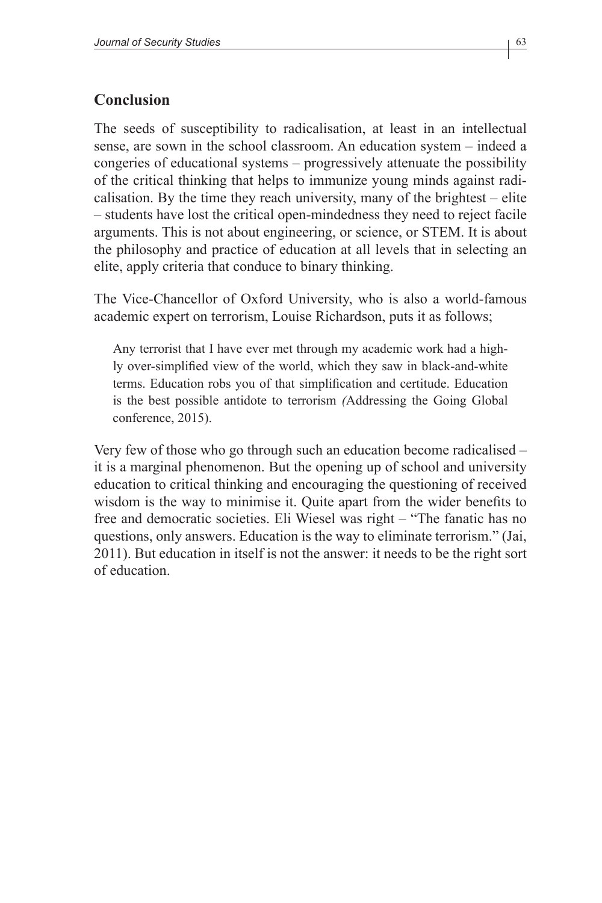## Conclusion

The seeds of susceptibility to radicalisation, at least in an intellectual sense, are sown in the school classroom. An education system – indeed a congeries of educational systems – progressively attenuate the possibility of the critical thinking that helps to immunize young minds against radicalisation. By the time they reach university, many of the brightest – elite – students have lost the critical open-mindedness they need to reject facile arguments. This is not about engineering, or science, or STEM. It is about the philosophy and practice of education at all levels that in selecting an elite, apply criteria that conduce to binary thinking.

The Vice-Chancellor of Oxford University, who is also a world-famous academic expert on terrorism, Louise Richardson, puts it as follows;

> Any terrorist that I have ever met through my academic work had a highly over-simplified view of the world, which they saw in black-and-white terms. Education robs you of that simplification and certitude. Education is the best possible antidote to terrorism *(*Addressing the Going Global conference, 2015).

Very few of those who go through such an education become radicalised – it is a marginal phenomenon. But the opening up of school and university education to critical thinking and encouraging the questioning of received wisdom is the way to minimise it. Quite apart from the wider benefits to free and democratic societies. Eli Wiesel was right – "The fanatic has no questions, only answers. Education is the way to eliminate terrorism." (Jai, 2011). But education in itself is not the answer: it needs to be the right sort of education.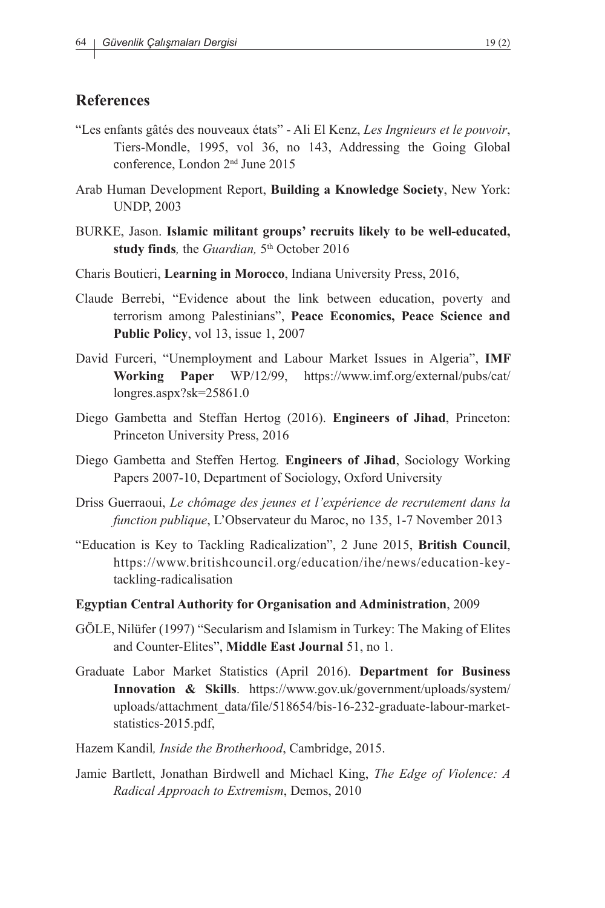## References

"Les enfants gâtés des nouveaux états" - Ali El Kenz, *Les Ingnieurs et le pouvoir*, Tiers-Mondle, 1995, vol 36, no 143, Addressing the Going Global conference, London 2nd June 2015

Arab Human Development Report, **Building a Knowledge Society**, New York: UNDP, 2003

BURKE, Jason. **Islamic militant groups' recruits likely to be well-educated, study finds***,* the *Guardian,* 5th October 2016

Charis Boutieri, **Learning in Morocco**, Indiana University Press, 2016,

Claude Berrebi, "Evidence about the link between education, poverty and terrorism among Palestinians", **Peace Economics, Peace Science and Public Policy**, vol 13, issue 1, 2007

David Furceri, "Unemployment and Labour Market Issues in Algeria", **IMF Working Paper** WP/12/99, https://www.imf.org/external/pubs/cat/longres.aspx?sk=25861.0

Diego Gambetta and Steffan Hertog (2016). **Engineers of Jihad**, Princeton: Princeton University Press, 2016

Diego Gambetta and Steffen Hertog*.* **Engineers of Jihad**, Sociology Working Papers 2007-10, Department of Sociology, Oxford University

Driss Guerraoui, *Le chômage des jeunes et l'expérience de recrutement dans la function publique*, L'Observateur du Maroc, no 135, 1-7 November 2013

"Education is Key to Tackling Radicalization", 2 June 2015, **British Council**, https://www.britishcouncil.org/education/ihe/news/education-key-tackling-radicalisation

**Egyptian Central Authority for Organisation and Administration**, 2009

GÖLE, Nilüfer (1997) "Secularism and Islamism in Turkey: The Making of Elites and Counter-Elites", **Middle East Journal** 51, no 1.

Graduate Labor Market Statistics (April 2016). **Department for Business Innovation & Skills**. https://www.gov.uk/government/uploads/system/uploads/attachment_data/file/518654/bis-16-232-graduate-labour-market-statistics-2015.pdf,

Hazem Kandil*, Inside the Brotherhood*, Cambridge, 2015.

Jamie Bartlett, Jonathan Birdwell and Michael King, *The Edge of Violence: A Radical Approach to Extremism*, Demos, 2010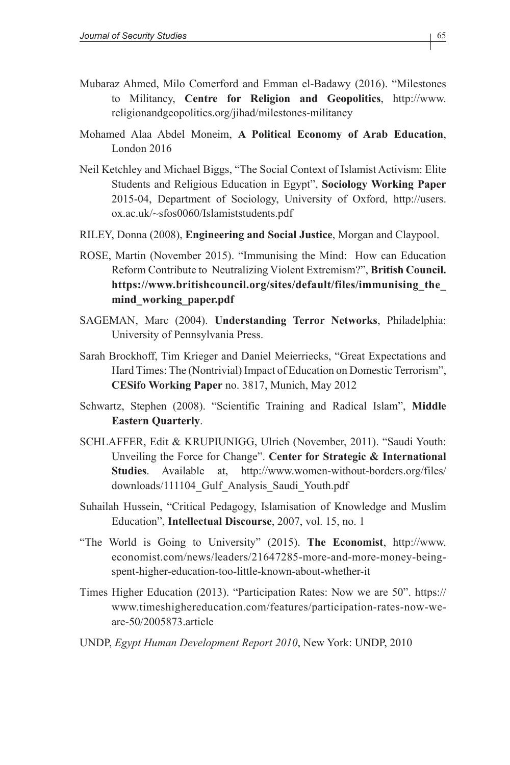Mubaraz Ahmed, Milo Comerford and Emman el-Badawy (2016). "Milestones to Militancy, **Centre for Religion and Geopolitics**, http://www.religionandgeopolitics.org/jihad/milestones-militancy

Mohamed Alaa Abdel Moneim, **A Political Economy of Arab Education**, London 2016

Neil Ketchley and Michael Biggs, "The Social Context of Islamist Activism: Elite Students and Religious Education in Egypt", **Sociology Working Paper** 2015-04, Department of Sociology, University of Oxford, http://users.ox.ac.uk/~sfos0060/Islamiststudents.pdf

RILEY, Donna (2008), **Engineering and Social Justice**, Morgan and Claypool.

ROSE, Martin (November 2015). "Immunising the Mind: How can Education Reform Contribute to Neutralizing Violent Extremism?", **British Council. https://www.britishcouncil.org/sites/default/files/immunising_the_mind_working_paper.pdf**

SAGEMAN, Marc (2004). **Understanding Terror Networks**, Philadelphia: University of Pennsylvania Press.

Sarah Brockhoff, Tim Krieger and Daniel Meierriecks, "Great Expectations and Hard Times: The (Nontrivial) Impact of Education on Domestic Terrorism", **CESifo Working Paper** no. 3817, Munich, May 2012

Schwartz, Stephen (2008). "Scientific Training and Radical Islam", **Middle Eastern Quarterly**.

SCHLAFFER, Edit & KRUPIUNIGG, Ulrich (November, 2011). "Saudi Youth: Unveiling the Force for Change". **Center for Strategic & International Studies**. Available at, http://www.women-without-borders.org/files/downloads/111104_Gulf_Analysis_Saudi_Youth.pdf

Suhailah Hussein, "Critical Pedagogy, Islamisation of Knowledge and Muslim Education", **Intellectual Discourse**, 2007, vol. 15, no. 1

"The World is Going to University" (2015). **The Economist**, http://www.economist.com/news/leaders/21647285-more-and-more-money-being-spent-higher-education-too-little-known-about-whether-it

Times Higher Education (2013). "Participation Rates: Now we are 50". https://www.timeshighereducation.com/features/participation-rates-now-we-are-50/2005873.article

UNDP, *Egypt Human Development Report 2010*, New York: UNDP, 2010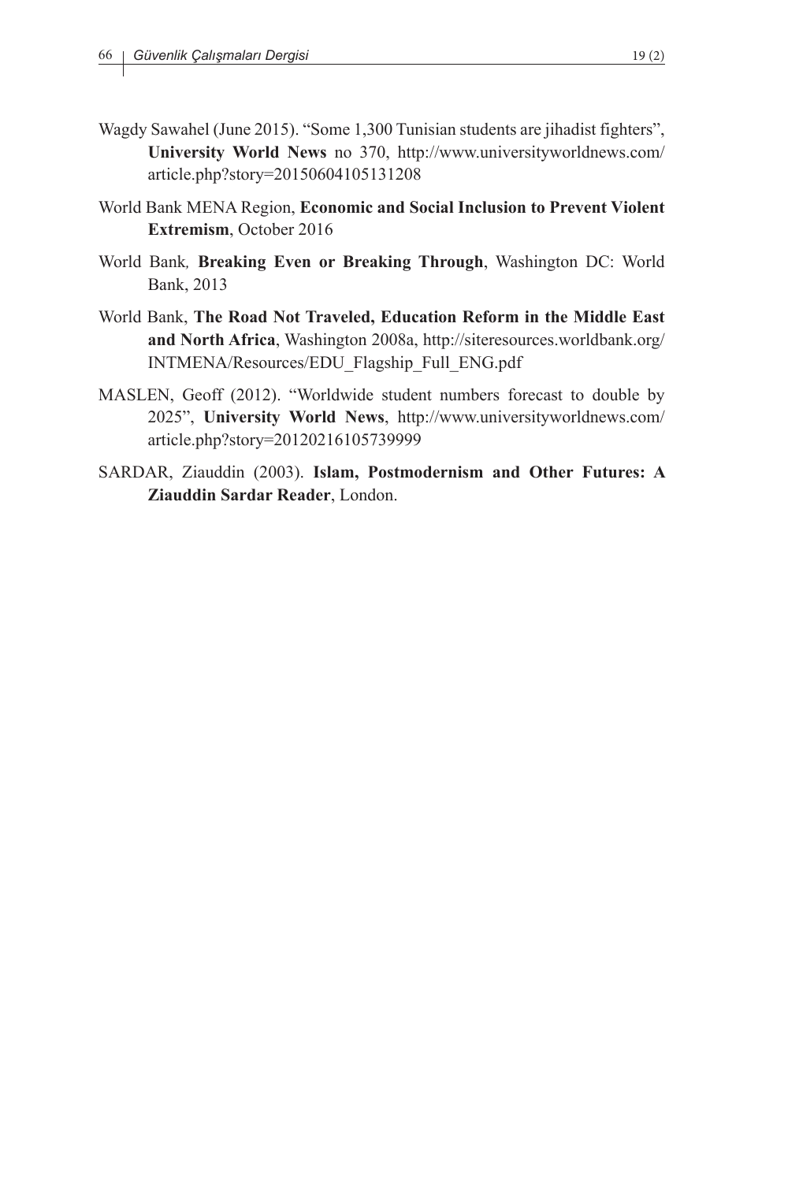Wagdy Sawahel (June 2015). “Some 1,300 Tunisian students are jihadist fighters”, **University World News** no 370, http://www.universityworldnews.com/article.php?story=20150604105131208

World Bank MENA Region, **Economic and Social Inclusion to Prevent Violent Extremism**, October 2016

World Bank, **Breaking Even or Breaking Through**, Washington DC: World Bank, 2013

World Bank, **The Road Not Traveled, Education Reform in the Middle East and North Africa**, Washington 2008a, http://siteresources.worldbank.org/INTMENA/Resources/EDU_Flagship_Full_ENG.pdf

MASLEN, Geoff (2012). “Worldwide student numbers forecast to double by 2025”, **University World News**, http://www.universityworldnews.com/article.php?story=20120216105739999

SARDAR, Ziauddin (2003). **Islam, Postmodernism and Other Futures: A Ziauddin Sardar Reader**, London.